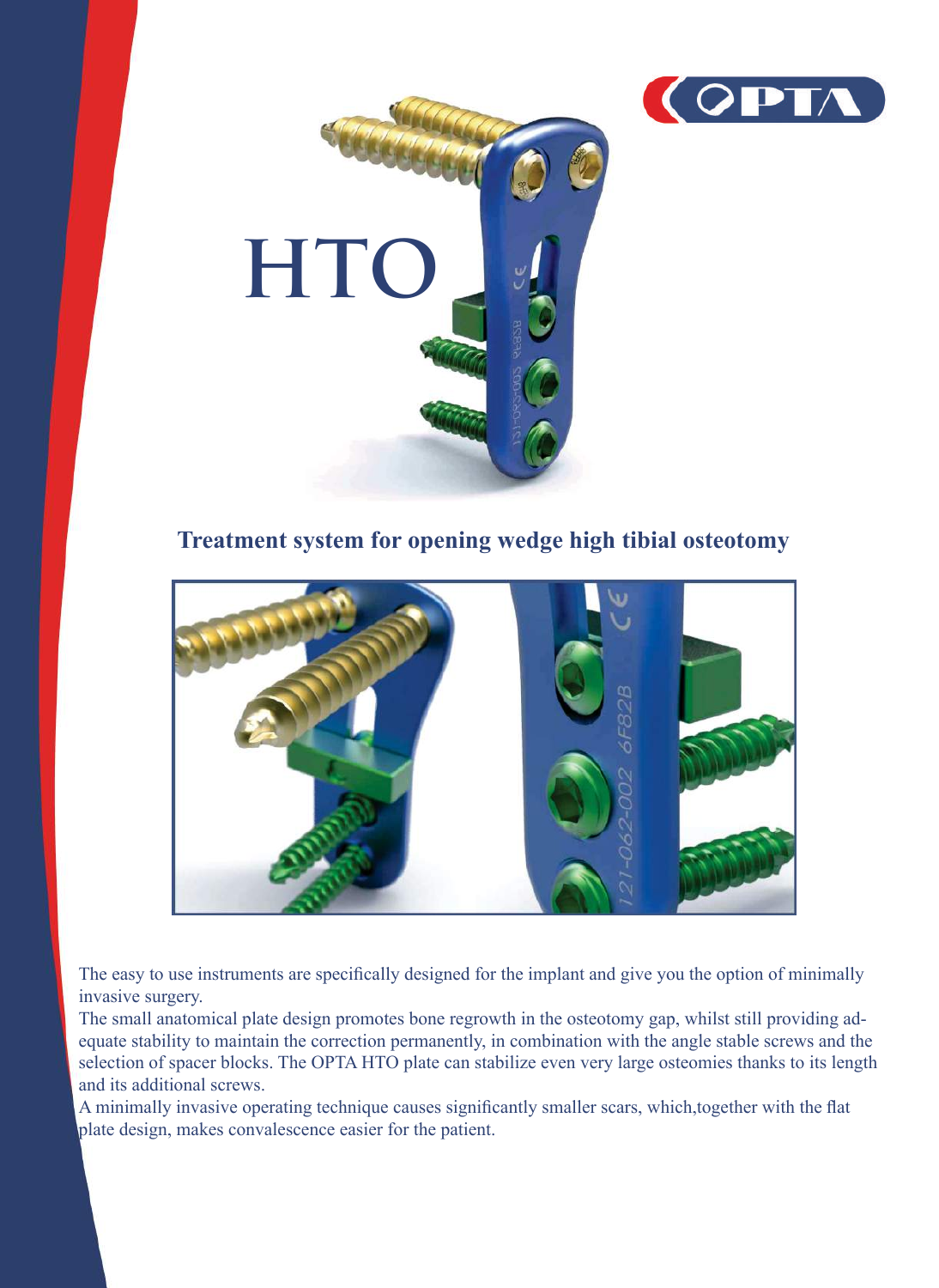OPTA

# HTO

## Treatment system for opening wedge high tibial osteotomy

The easy to use instruments are specifically designed for the implant and give you the option of minimally invasive surgery.
The small anatomical plate design promotes bone regrowth in the osteotomy gap, whilst still providing adequate stability to maintain the correction permanently, in combination with the angle stable screws and the selection of spacer blocks. The OPTA HTO plate can stabilize even very large osteomies thanks to its length and its additional screws.
A minimally invasive operating technique causes significantly smaller scars, which,together with the flat plate design, makes convalescence easier for the patient.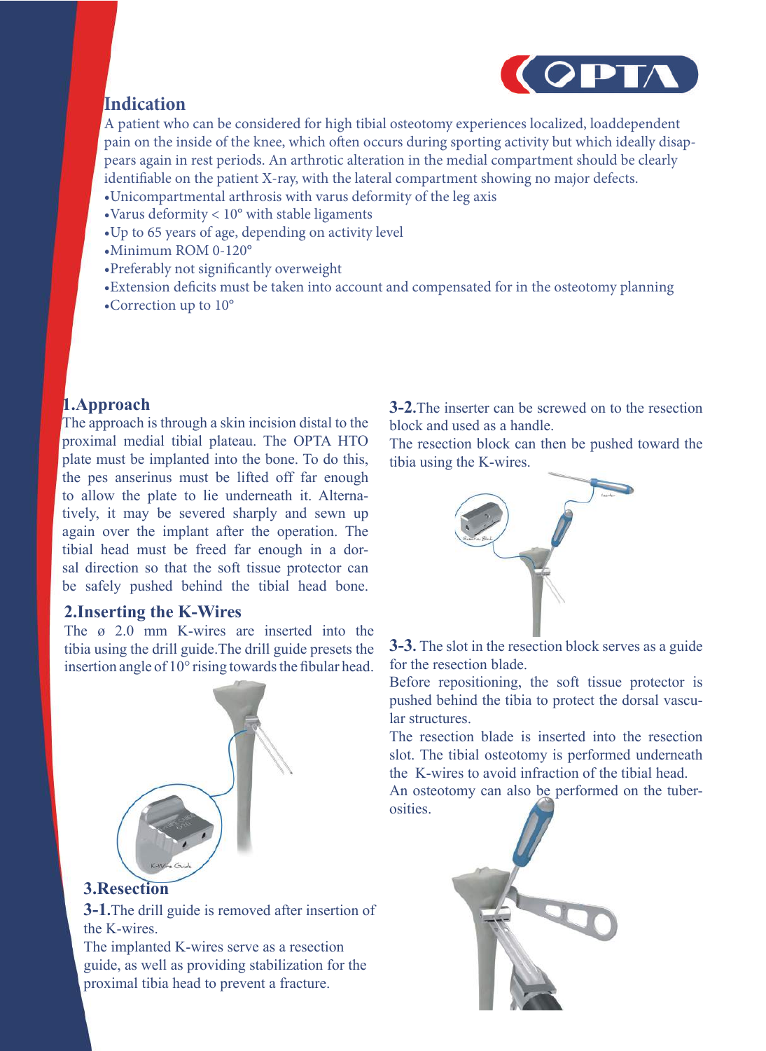## Indication

A patient who can be considered for high tibial osteotomy experiences localized, loaddependent pain on the inside of the knee, which often occurs during sporting activity but which ideally disappears again in rest periods. An arthrotic alteration in the medial compartment should be clearly identifiable on the patient X-ray, with the lateral compartment showing no major defects.

- Unicompartmental arthrosis with varus deformity of the leg axis
- Varus deformity < 10° with stable ligaments
- Up to 65 years of age, depending on activity level
- Minimum ROM 0-120°
- Preferably not significantly overweight
- Extension deficits must be taken into account and compensated for in the osteotomy planning
- Correction up to 10°

## 1.Approach

The approach is through a skin incision distal to the proximal medial tibial plateau. The OPTA HTO plate must be implanted into the bone. To do this, the pes anserinus must be lifted off far enough to allow the plate to lie underneath it. Alternatively, it may be severed sharply and sewn up again over the implant after the operation. The tibial head must be freed far enough in a dorsal direction so that the soft tissue protector can be safely pushed behind the tibial head bone.

## 2.Inserting the K-Wires

The ø 2.0 mm K-wires are inserted into the tibia using the drill guide.The drill guide presets the insertion angle of 10° rising towards the fibular head.

## 3.Resection

**3-1.**The drill guide is removed after insertion of the K-wires.

The implanted K-wires serve as a resection guide, as well as providing stabilization for the proximal tibia head to prevent a fracture.

**3-2.**The inserter can be screwed on to the resection block and used as a handle.

The resection block can then be pushed toward the tibia using the K-wires.

**3-3.** The slot in the resection block serves as a guide for the resection blade.

Before repositioning, the soft tissue protector is pushed behind the tibia to protect the dorsal vascular structures.

The resection blade is inserted into the resection slot. The tibial osteotomy is performed underneath the K-wires to avoid infraction of the tibial head.

An osteotomy can also be performed on the tuberosities.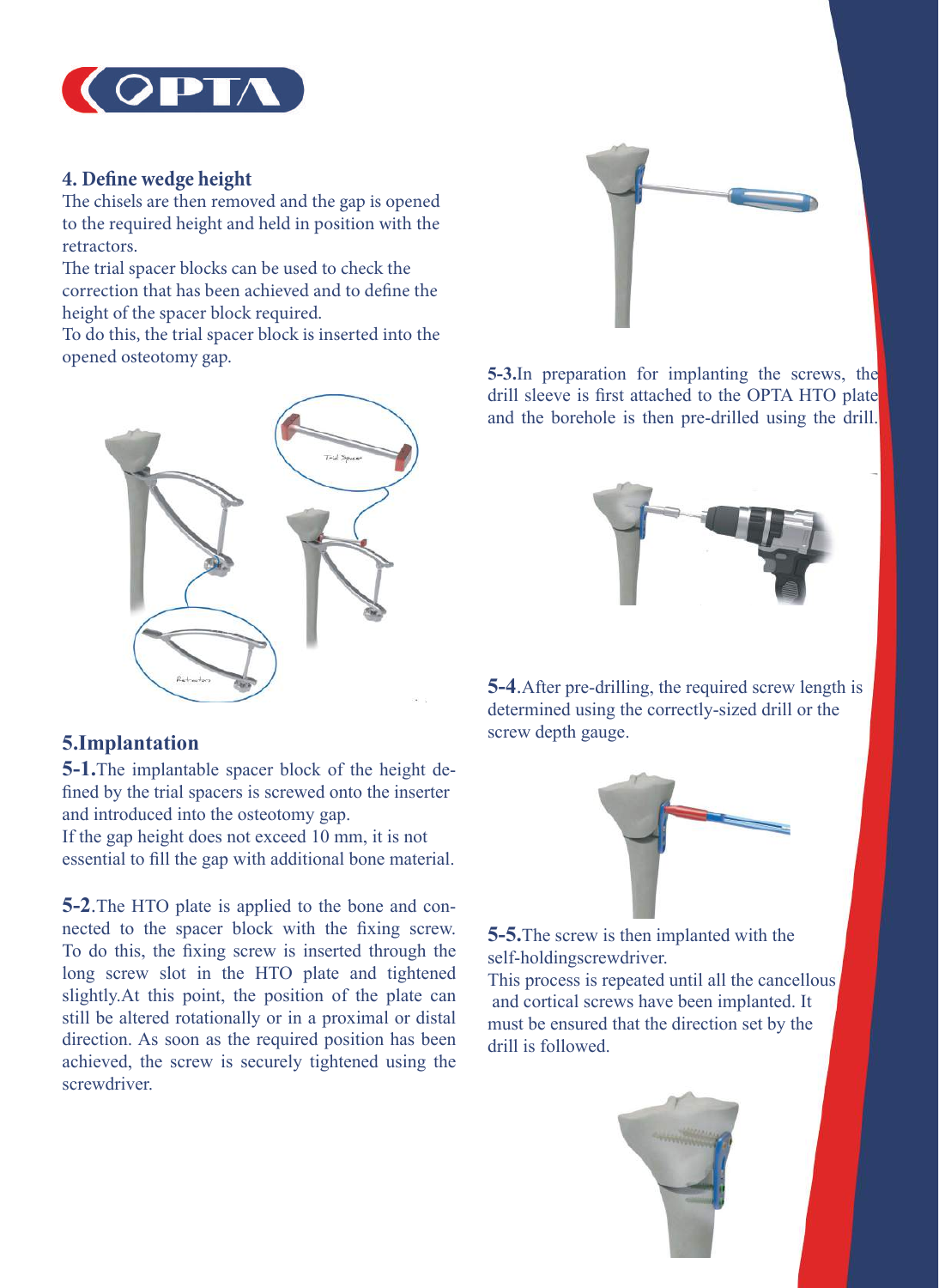## 4. Define wedge height

The chisels are then removed and the gap is opened to the required height and held in position with the retractors.

The trial spacer blocks can be used to check the correction that has been achieved and to define the height of the spacer block required.

To do this, the trial spacer block is inserted into the opened osteotomy gap.

## 5.Implantation

**5-1.**The implantable spacer block of the height defined by the trial spacers is screwed onto the inserter and introduced into the osteotomy gap.

If the gap height does not exceed 10 mm, it is not essential to fill the gap with additional bone material.

**5-2**.The HTO plate is applied to the bone and connected to the spacer block with the fixing screw. To do this, the fixing screw is inserted through the long screw slot in the HTO plate and tightened slightly.At this point, the position of the plate can still be altered rotationally or in a proximal or distal direction. As soon as the required position has been achieved, the screw is securely tightened using the screwdriver.

**5-3.**In preparation for implanting the screws, the drill sleeve is first attached to the OPTA HTO plate and the borehole is then pre-drilled using the drill.

**5-4**.After pre-drilling, the required screw length is determined using the correctly-sized drill or the screw depth gauge.

**5-5.**The screw is then implanted with the self-holdingscrewdriver.

This process is repeated until all the cancellous and cortical screws have been implanted. It must be ensured that the direction set by the drill is followed.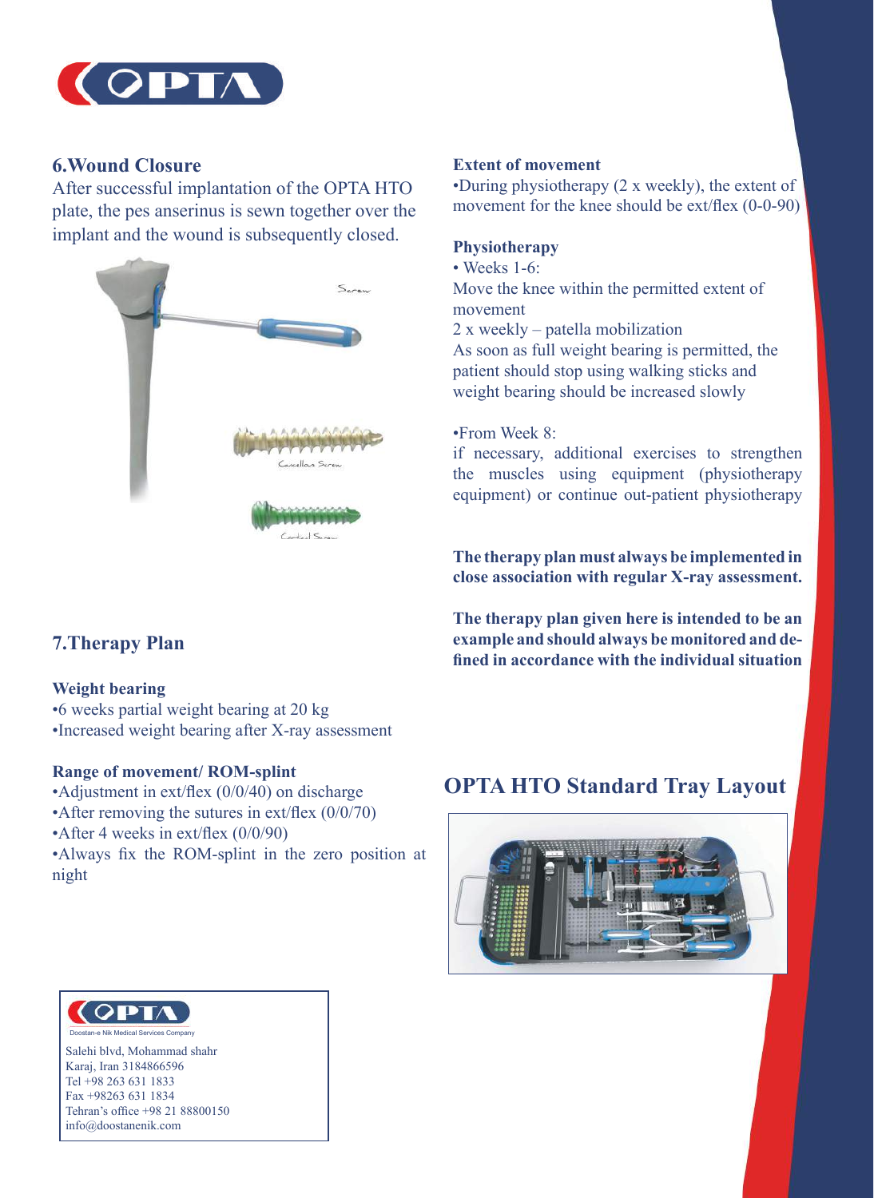## 6.Wound Closure

After successful implantation of the OPTA HTO plate, the pes anserinus is sewn together over the implant and the wound is subsequently closed.

Screw

Cancellous Screw

Cortical Screw

## 7.Therapy Plan

### Weight bearing

•6 weeks partial weight bearing at 20 kg
•Increased weight bearing after X-ray assessment

### Range of movement/ ROM-splint

•Adjustment in ext/flex (0/0/40) on discharge
•After removing the sutures in ext/flex (0/0/70)
•After 4 weeks in ext/flex (0/0/90)
•Always fix the ROM-splint in the zero position at night

### Extent of movement

•During physiotherapy (2 x weekly), the extent of movement for the knee should be ext/flex (0-0-90)

### Physiotherapy

• Weeks 1-6:
Move the knee within the permitted extent of movement
2 x weekly – patella mobilization
As soon as full weight bearing is permitted, the patient should stop using walking sticks and weight bearing should be increased slowly

•From Week 8:
if necessary, additional exercises to strengthen the muscles using equipment (physiotherapy equipment) or continue out-patient physiotherapy

**The therapy plan must always be implemented in close association with regular X-ray assessment.**

**The therapy plan given here is intended to be an example and should always be monitored and defined in accordance with the individual situation**

## OPTA HTO Standard Tray Layout

OPTA
Doostan-e Nik Medical Services Company
Salehi blvd, Mohammad shahr
Karaj, Iran 3184866596
Tel +98 263 631 1833
Fax +98263 631 1834
Tehran's office +98 21 88800150
info@doostanenik.com